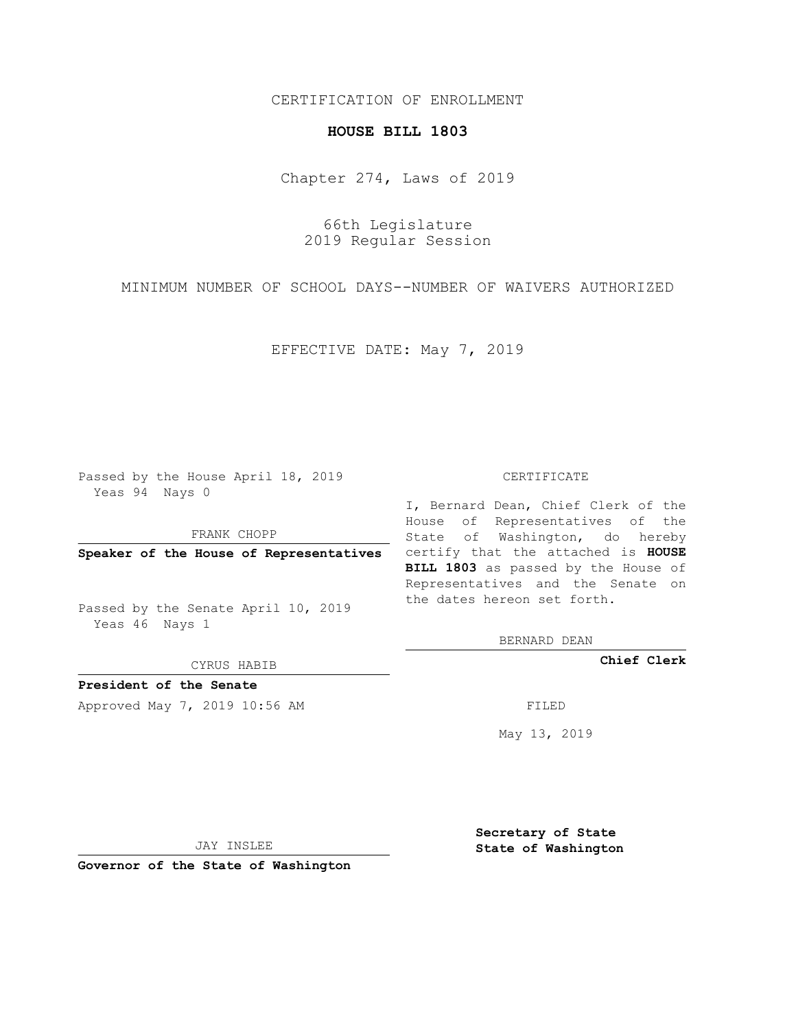CERTIFICATION OF ENROLLMENT

**HOUSE BILL 1803**

Chapter 274, Laws of 2019

66th Legislature
2019 Regular Session

MINIMUM NUMBER OF SCHOOL DAYS--NUMBER OF WAIVERS AUTHORIZED

EFFECTIVE DATE: May 7, 2019

Passed by the House April 18, 2019
Yeas 94 Nays 0

FRANK CHOPP

**Speaker of the House of Representatives**

Passed by the Senate April 10, 2019
Yeas 46 Nays 1

CYRUS HABIB

**President of the Senate**

Approved May 7, 2019 10:56 AM

JAY INSLEE

**Governor of the State of Washington**

CERTIFICATE

I, Bernard Dean, Chief Clerk of the House of Representatives of the State of Washington, do hereby certify that the attached is **HOUSE BILL 1803** as passed by the House of Representatives and the Senate on the dates hereon set forth.

BERNARD DEAN

**Chief Clerk**

FILED

May 13, 2019

**Secretary of State**
**State of Washington**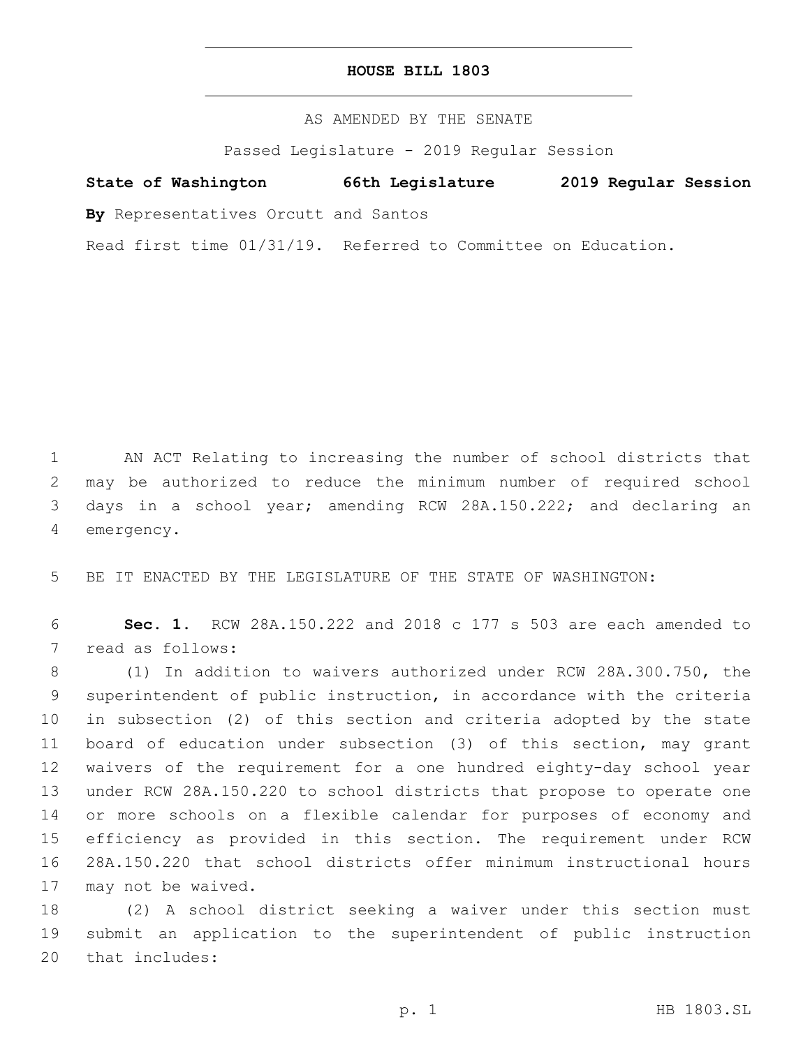# HOUSE BILL 1803

AS AMENDED BY THE SENATE

Passed Legislature - 2019 Regular Session

**State of Washington 66th Legislature 2019 Regular Session**

**By** Representatives Orcutt and Santos

Read first time 01/31/19. Referred to Committee on Education.

AN ACT Relating to increasing the number of school districts that may be authorized to reduce the minimum number of required school days in a school year; amending RCW 28A.150.222; and declaring an emergency.

BE IT ENACTED BY THE LEGISLATURE OF THE STATE OF WASHINGTON:

**Sec. 1.** RCW 28A.150.222 and 2018 c 177 s 503 are each amended to read as follows:

(1) In addition to waivers authorized under RCW 28A.300.750, the superintendent of public instruction, in accordance with the criteria in subsection (2) of this section and criteria adopted by the state board of education under subsection (3) of this section, may grant waivers of the requirement for a one hundred eighty-day school year under RCW 28A.150.220 to school districts that propose to operate one or more schools on a flexible calendar for purposes of economy and efficiency as provided in this section. The requirement under RCW 28A.150.220 that school districts offer minimum instructional hours may not be waived.

(2) A school district seeking a waiver under this section must submit an application to the superintendent of public instruction that includes: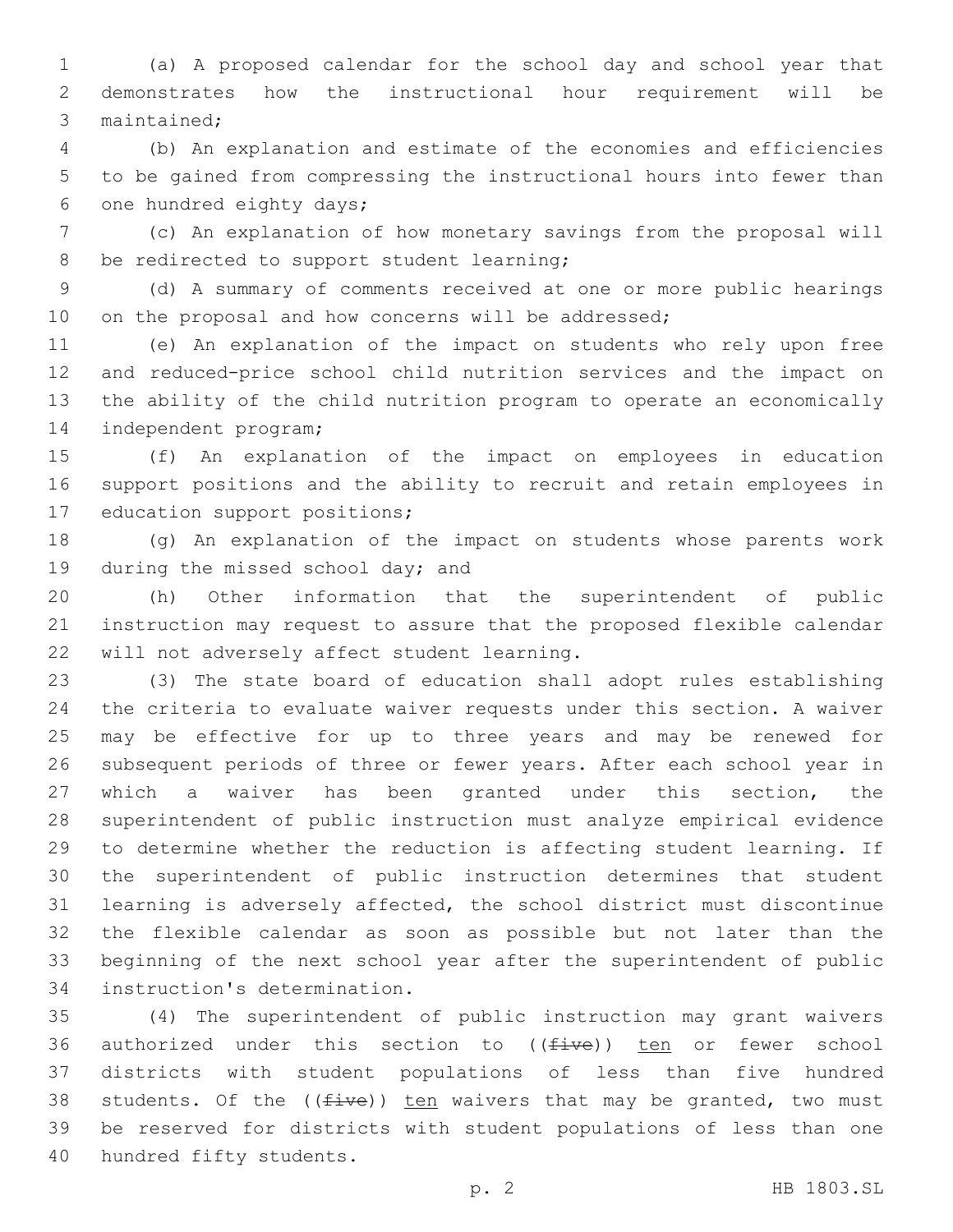(a) A proposed calendar for the school day and school year that demonstrates how the instructional hour requirement will be maintained;

(b) An explanation and estimate of the economies and efficiencies to be gained from compressing the instructional hours into fewer than one hundred eighty days;

(c) An explanation of how monetary savings from the proposal will be redirected to support student learning;

(d) A summary of comments received at one or more public hearings on the proposal and how concerns will be addressed;

(e) An explanation of the impact on students who rely upon free and reduced-price school child nutrition services and the impact on the ability of the child nutrition program to operate an economically independent program;

(f) An explanation of the impact on employees in education support positions and the ability to recruit and retain employees in education support positions;

(g) An explanation of the impact on students whose parents work during the missed school day; and

(h) Other information that the superintendent of public instruction may request to assure that the proposed flexible calendar will not adversely affect student learning.

(3) The state board of education shall adopt rules establishing the criteria to evaluate waiver requests under this section. A waiver may be effective for up to three years and may be renewed for subsequent periods of three or fewer years. After each school year in which a waiver has been granted under this section, the superintendent of public instruction must analyze empirical evidence to determine whether the reduction is affecting student learning. If the superintendent of public instruction determines that student learning is adversely affected, the school district must discontinue the flexible calendar as soon as possible but not later than the beginning of the next school year after the superintendent of public instruction's determination.

(4) The superintendent of public instruction may grant waivers authorized under this section to ((~~five~~)) <u>ten</u> or fewer school districts with student populations of less than five hundred students. Of the ((~~five~~)) <u>ten</u> waivers that may be granted, two must be reserved for districts with student populations of less than one hundred fifty students.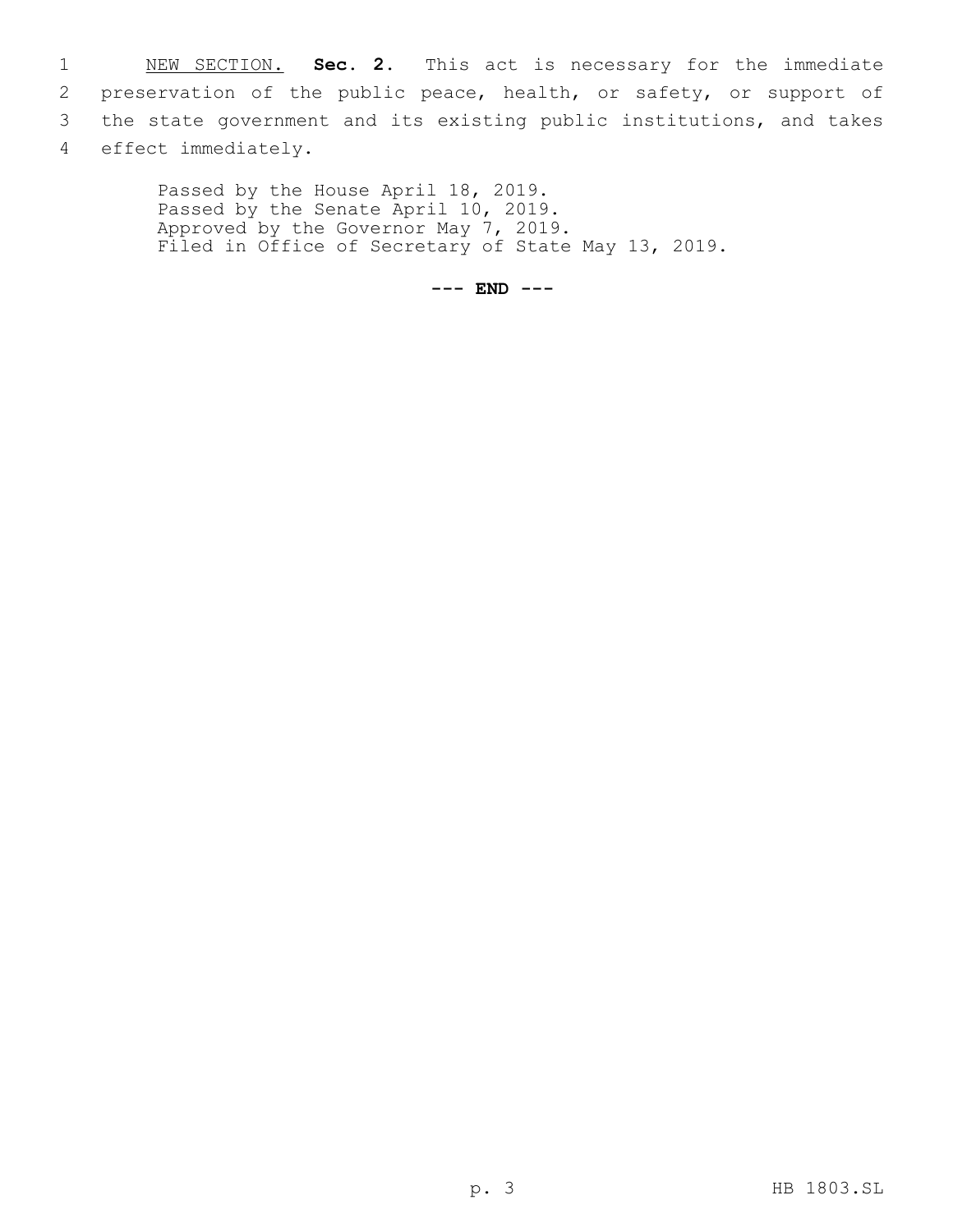NEW SECTION. **Sec. 2.** This act is necessary for the immediate preservation of the public peace, health, or safety, or support of the state government and its existing public institutions, and takes effect immediately.

Passed by the House April 18, 2019.
Passed by the Senate April 10, 2019.
Approved by the Governor May 7, 2019.
Filed in Office of Secretary of State May 13, 2019.

**--- END ---**